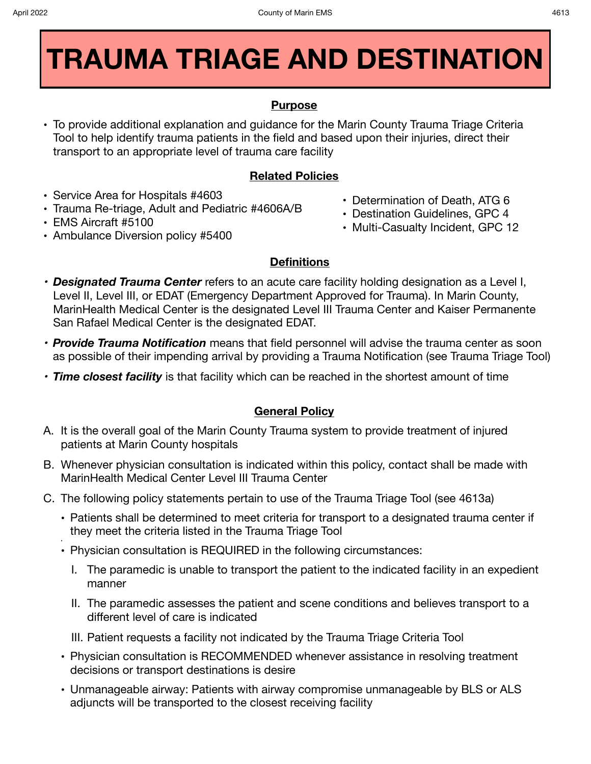# TRAUMA TRIAGE AND DESTINATION

## Purpose

- To provide additional explanation and guidance for the Marin County Trauma Triage Criteria Tool to help identify trauma patients in the field and based upon their injuries, direct their transport to an appropriate level of trauma care facility

## Related Policies

- Service Area for Hospitals #4603
- Trauma Re-triage, Adult and Pediatric #4606A/B
- EMS Aircraft #5100
- Ambulance Diversion policy #5400
- Determination of Death, ATG 6
- Destination Guidelines, GPC 4
- Multi-Casualty Incident, GPC 12

## Definitions

- ***Designated Trauma Center*** refers to an acute care facility holding designation as a Level I, Level II, Level III, or EDAT (Emergency Department Approved for Trauma). In Marin County, MarinHealth Medical Center is the designated Level III Trauma Center and Kaiser Permanente San Rafael Medical Center is the designated EDAT.
- ***Provide Trauma Notification*** means that field personnel will advise the trauma center as soon as possible of their impending arrival by providing a Trauma Notification (see Trauma Triage Tool)
- ***Time closest facility*** is that facility which can be reached in the shortest amount of time

## General Policy

A. It is the overall goal of the Marin County Trauma system to provide treatment of injured patients at Marin County hospitals

B. Whenever physician consultation is indicated within this policy, contact shall be made with MarinHealth Medical Center Level III Trauma Center

C. The following policy statements pertain to use of the Trauma Triage Tool (see 4613a)

- Patients shall be determined to meet criteria for transport to a designated trauma center if they meet the criteria listed in the Trauma Triage Tool
- Physician consultation is REQUIRED in the following circumstances:
  I. The paramedic is unable to transport the patient to the indicated facility in an expedient manner
  II. The paramedic assesses the patient and scene conditions and believes transport to a different level of care is indicated
  III. Patient requests a facility not indicated by the Trauma Triage Criteria Tool
- Physician consultation is RECOMMENDED whenever assistance in resolving treatment decisions or transport destinations is desire
- Unmanageable airway: Patients with airway compromise unmanageable by BLS or ALS adjuncts will be transported to the closest receiving facility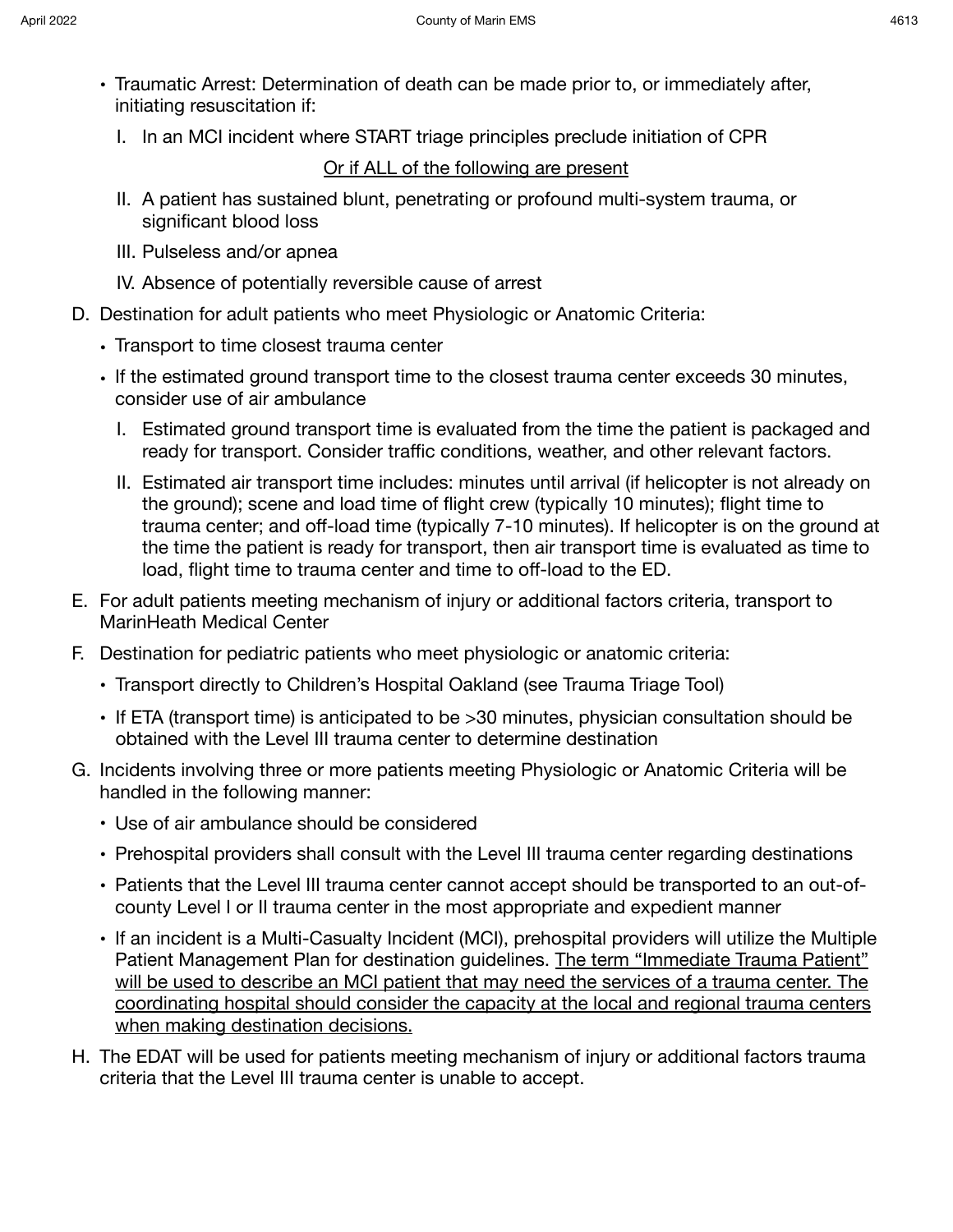- Traumatic Arrest: Determination of death can be made prior to, or immediately after, initiating resuscitation if:
  - I. In an MCI incident where START triage principles preclude initiation of CPR

    Or if ALL of the following are present

  - II. A patient has sustained blunt, penetrating or profound multi-system trauma, or significant blood loss
  - III. Pulseless and/or apnea
  - IV. Absence of potentially reversible cause of arrest

D. Destination for adult patients who meet Physiologic or Anatomic Criteria:

- Transport to time closest trauma center
- If the estimated ground transport time to the closest trauma center exceeds 30 minutes, consider use of air ambulance
  - I. Estimated ground transport time is evaluated from the time the patient is packaged and ready for transport. Consider traffic conditions, weather, and other relevant factors.
  - II. Estimated air transport time includes: minutes until arrival (if helicopter is not already on the ground); scene and load time of flight crew (typically 10 minutes); flight time to trauma center; and off-load time (typically 7-10 minutes). If helicopter is on the ground at the time the patient is ready for transport, then air transport time is evaluated as time to load, flight time to trauma center and time to off-load to the ED.

E. For adult patients meeting mechanism of injury or additional factors criteria, transport to MarinHeath Medical Center

F. Destination for pediatric patients who meet physiologic or anatomic criteria:

- Transport directly to Children's Hospital Oakland (see Trauma Triage Tool)
- If ETA (transport time) is anticipated to be >30 minutes, physician consultation should be obtained with the Level III trauma center to determine destination

G. Incidents involving three or more patients meeting Physiologic or Anatomic Criteria will be handled in the following manner:

- Use of air ambulance should be considered
- Prehospital providers shall consult with the Level III trauma center regarding destinations
- Patients that the Level III trauma center cannot accept should be transported to an out-of-county Level I or II trauma center in the most appropriate and expedient manner
- If an incident is a Multi-Casualty Incident (MCI), prehospital providers will utilize the Multiple Patient Management Plan for destination guidelines. The term "Immediate Trauma Patient" will be used to describe an MCI patient that may need the services of a trauma center. The coordinating hospital should consider the capacity at the local and regional trauma centers when making destination decisions.

H. The EDAT will be used for patients meeting mechanism of injury or additional factors trauma criteria that the Level III trauma center is unable to accept.